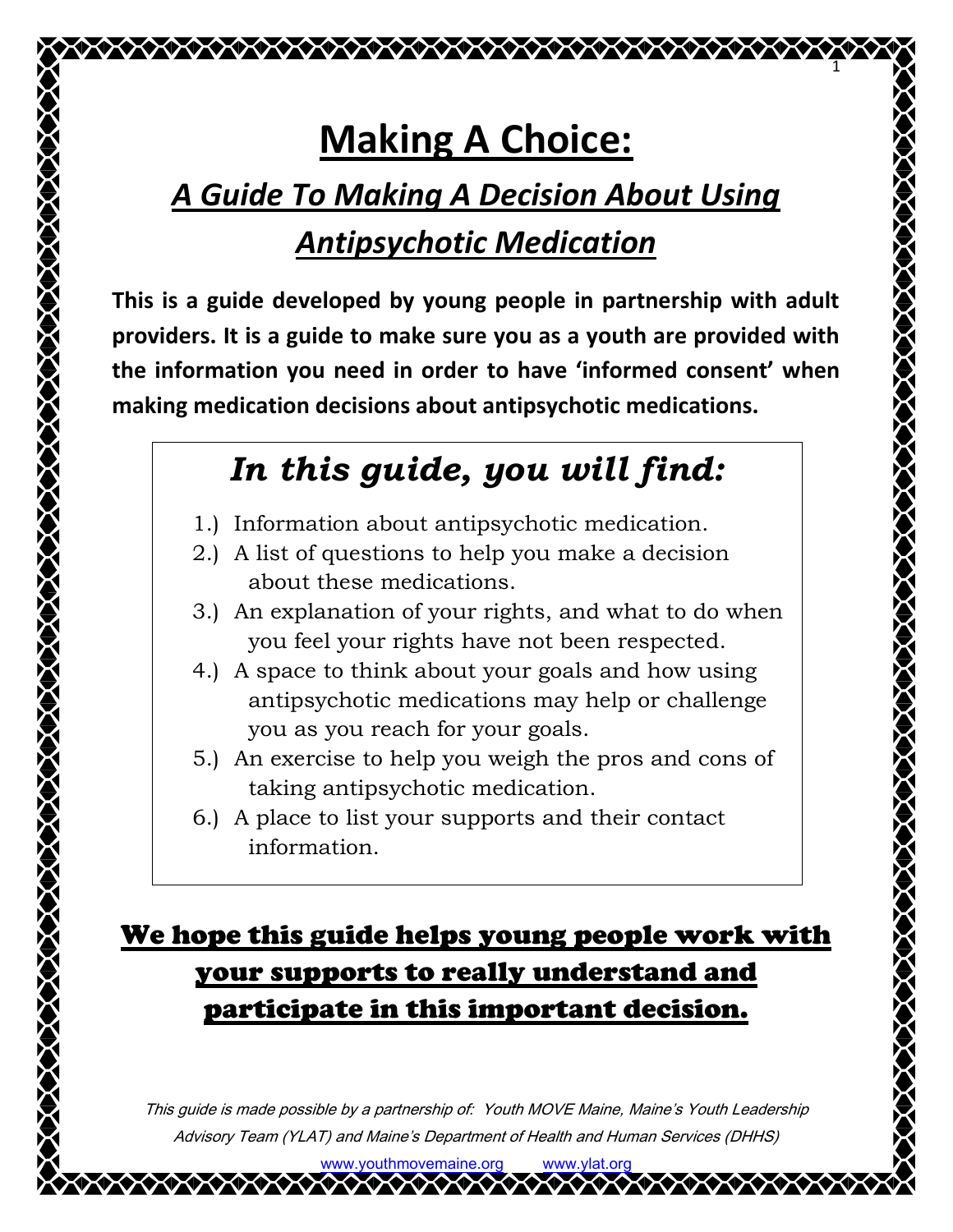# Making A Choice:

## *A Guide To Making A Decision About Using Antipsychotic Medication*

**This is a guide developed by young people in partnership with adult providers. It is a guide to make sure you as a youth are provided with the information you need in order to have 'informed consent' when making medication decisions about antipsychotic medications.**

### *In this guide, you will find:*

1.) Information about antipsychotic medication.
2.) A list of questions to help you make a decision about these medications.
3.) An explanation of your rights, and what to do when you feel your rights have not been respected.
4.) A space to think about your goals and how using antipsychotic medications may help or challenge you as you reach for your goals.
5.) An exercise to help you weigh the pros and cons of taking antipsychotic medication.
6.) A place to list your supports and their contact information.

**We hope this guide helps young people work with your supports to really understand and participate in this important decision.**

*This guide is made possible by a partnership of: Youth MOVE Maine, Maine's Youth Leadership Advisory Team (YLAT) and Maine's Department of Health and Human Services (DHHS)*

www.youthmovemaine.org www.ylat.org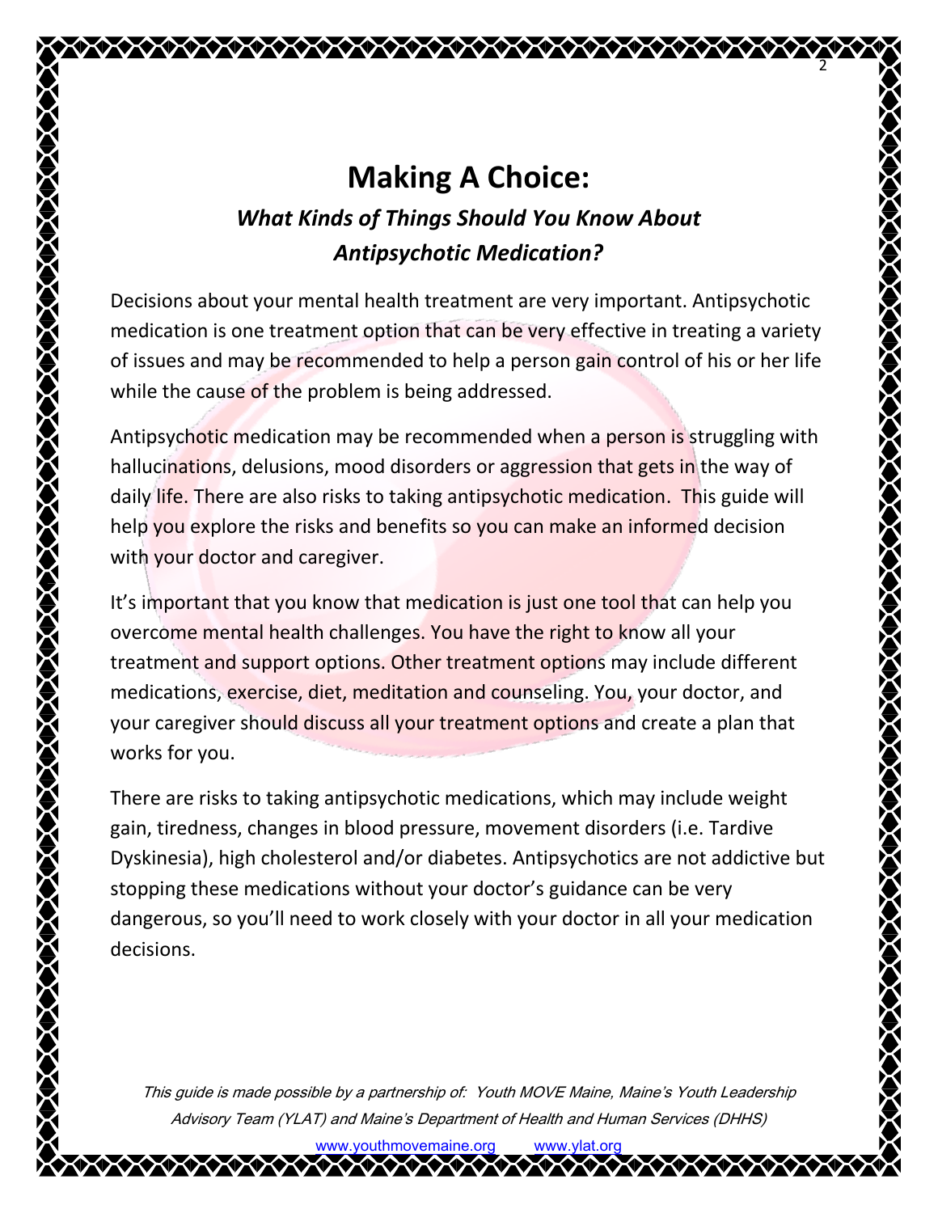# Making A Choice:

## *What Kinds of Things Should You Know About Antipsychotic Medication?*

Decisions about your mental health treatment are very important. Antipsychotic medication is one treatment option that can be very effective in treating a variety of issues and may be recommended to help a person gain control of his or her life while the cause of the problem is being addressed.

Antipsychotic medication may be recommended when a person is struggling with hallucinations, delusions, mood disorders or aggression that gets in the way of daily life. There are also risks to taking antipsychotic medication. This guide will help you explore the risks and benefits so you can make an informed decision with your doctor and caregiver.

It's important that you know that medication is just one tool that can help you overcome mental health challenges. You have the right to know all your treatment and support options. Other treatment options may include different medications, exercise, diet, meditation and counseling. You, your doctor, and your caregiver should discuss all your treatment options and create a plan that works for you.

There are risks to taking antipsychotic medications, which may include weight gain, tiredness, changes in blood pressure, movement disorders (i.e. Tardive Dyskinesia), high cholesterol and/or diabetes. Antipsychotics are not addictive but stopping these medications without your doctor's guidance can be very dangerous, so you'll need to work closely with your doctor in all your medication decisions.

*This guide is made possible by a partnership of: Youth MOVE Maine, Maine's Youth Leadership Advisory Team (YLAT) and Maine's Department of Health and Human Services (DHHS)*

www.youthmovemaine.org www.ylat.org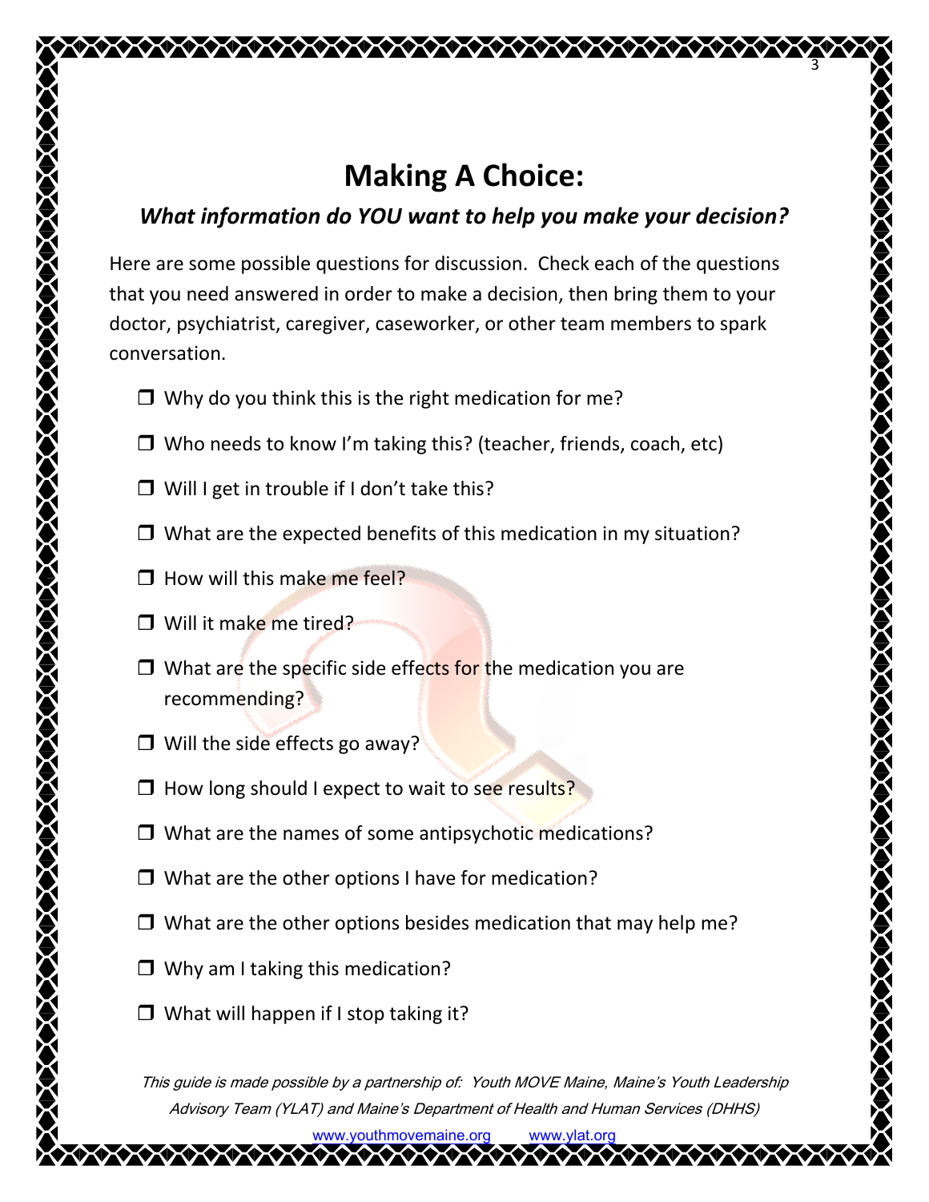# Making A Choice:

### *What information do YOU want to help you make your decision?*

Here are some possible questions for discussion. Check each of the questions that you need answered in order to make a decision, then bring them to your doctor, psychiatrist, caregiver, caseworker, or other team members to spark conversation.

- ❒ Why do you think this is the right medication for me?
- ❒ Who needs to know I'm taking this? (teacher, friends, coach, etc)
- ❒ Will I get in trouble if I don't take this?
- ❒ What are the expected benefits of this medication in my situation?
- ❒ How will this make me feel?
- ❒ Will it make me tired?
- ❒ What are the specific side effects for the medication you are recommending?
- ❒ Will the side effects go away?
- ❒ How long should I expect to wait to see results?
- ❒ What are the names of some antipsychotic medications?
- ❒ What are the other options I have for medication?
- ❒ What are the other options besides medication that may help me?
- ❒ Why am I taking this medication?
- ❒ What will happen if I stop taking it?

*This guide is made possible by a partnership of: Youth MOVE Maine, Maine's Youth Leadership Advisory Team (YLAT) and Maine's Department of Health and Human Services (DHHS)*

www.youthmovemaine.org www.ylat.org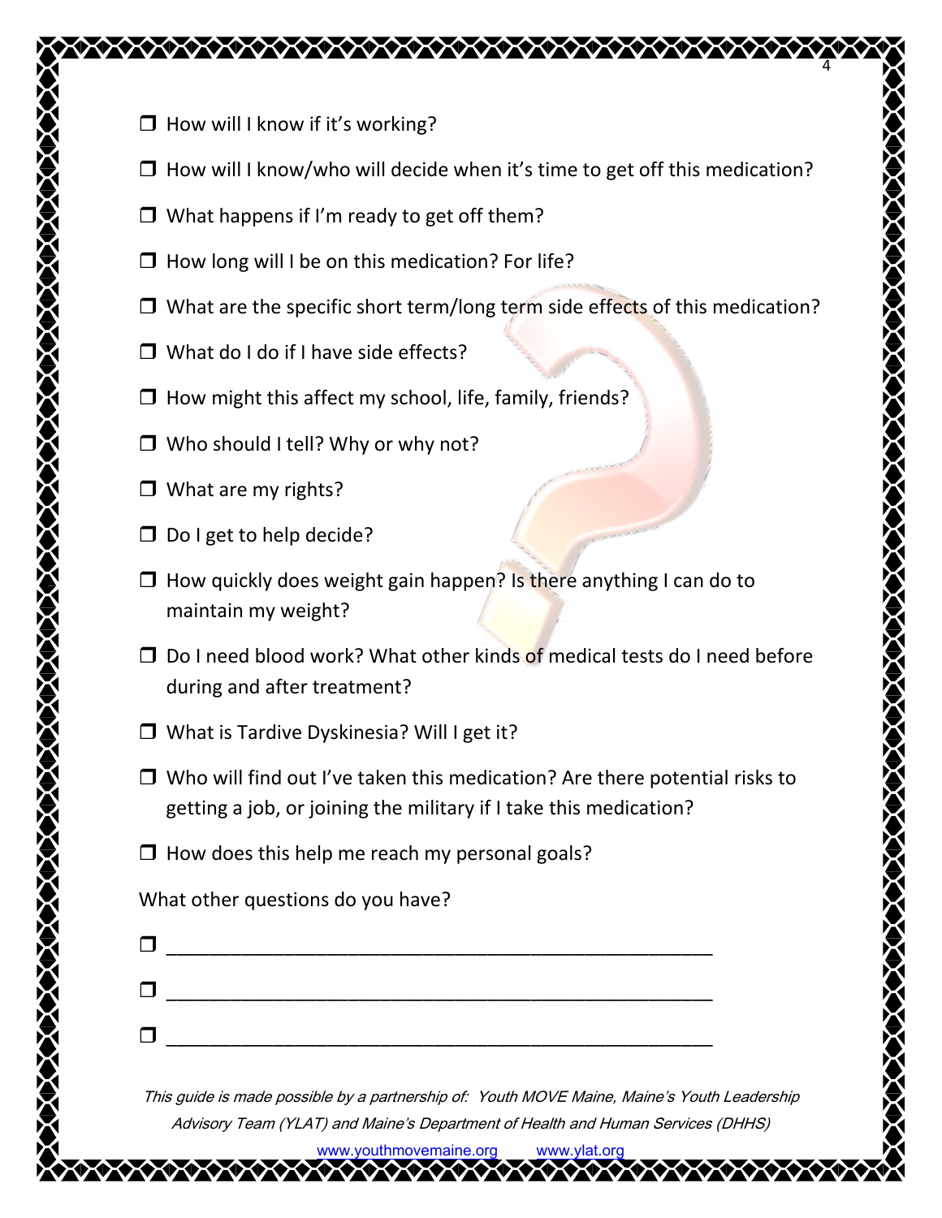- ❒ How will I know if it's working?
- ❒ How will I know/who will decide when it's time to get off this medication?
- ❒ What happens if I'm ready to get off them?
- ❒ How long will I be on this medication? For life?
- ❒ What are the specific short term/long term side effects of this medication?
- ❒ What do I do if I have side effects?
- ❒ How might this affect my school, life, family, friends?
- ❒ Who should I tell? Why or why not?
- ❒ What are my rights?
- ❒ Do I get to help decide?
- ❒ How quickly does weight gain happen? Is there anything I can do to maintain my weight?
- ❒ Do I need blood work? What other kinds of medical tests do I need before during and after treatment?
- ❒ What is Tardive Dyskinesia? Will I get it?
- ❒ Who will find out I've taken this medication? Are there potential risks to getting a job, or joining the military if I take this medication?
- ❒ How does this help me reach my personal goals?

What other questions do you have?

- ❒ ________________________________________________
- ❒ ________________________________________________
- ❒ ________________________________________________

*This guide is made possible by a partnership of: Youth MOVE Maine, Maine's Youth Leadership Advisory Team (YLAT) and Maine's Department of Health and Human Services (DHHS)*

www.youthmovemaine.org www.ylat.org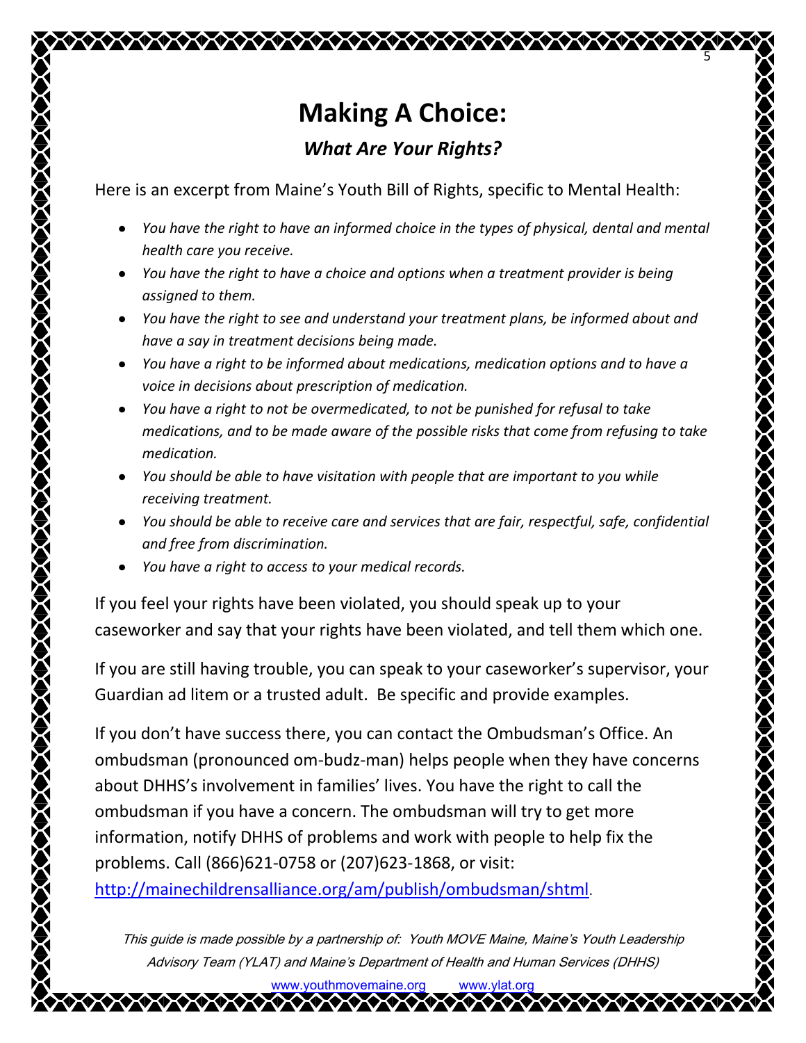# Making A Choice:

## *What Are Your Rights?*

Here is an excerpt from Maine's Youth Bill of Rights, specific to Mental Health:

- *You have the right to have an informed choice in the types of physical, dental and mental health care you receive.*
- *You have the right to have a choice and options when a treatment provider is being assigned to them.*
- *You have the right to see and understand your treatment plans, be informed about and have a say in treatment decisions being made.*
- *You have a right to be informed about medications, medication options and to have a voice in decisions about prescription of medication.*
- *You have a right to not be overmedicated, to not be punished for refusal to take medications, and to be made aware of the possible risks that come from refusing to take medication.*
- *You should be able to have visitation with people that are important to you while receiving treatment.*
- *You should be able to receive care and services that are fair, respectful, safe, confidential and free from discrimination.*
- *You have a right to access to your medical records.*

If you feel your rights have been violated, you should speak up to your caseworker and say that your rights have been violated, and tell them which one.

If you are still having trouble, you can speak to your caseworker's supervisor, your Guardian ad litem or a trusted adult. Be specific and provide examples.

If you don't have success there, you can contact the Ombudsman's Office. An ombudsman (pronounced om-budz-man) helps people when they have concerns about DHHS's involvement in families' lives. You have the right to call the ombudsman if you have a concern. The ombudsman will try to get more information, notify DHHS of problems and work with people to help fix the problems. Call (866)621-0758 or (207)623-1868, or visit: http://mainechildrensalliance.org/am/publish/ombudsman/shtml.

*This guide is made possible by a partnership of: Youth MOVE Maine, Maine's Youth Leadership Advisory Team (YLAT) and Maine's Department of Health and Human Services (DHHS)*

www.youthmovemaine.org www.ylat.org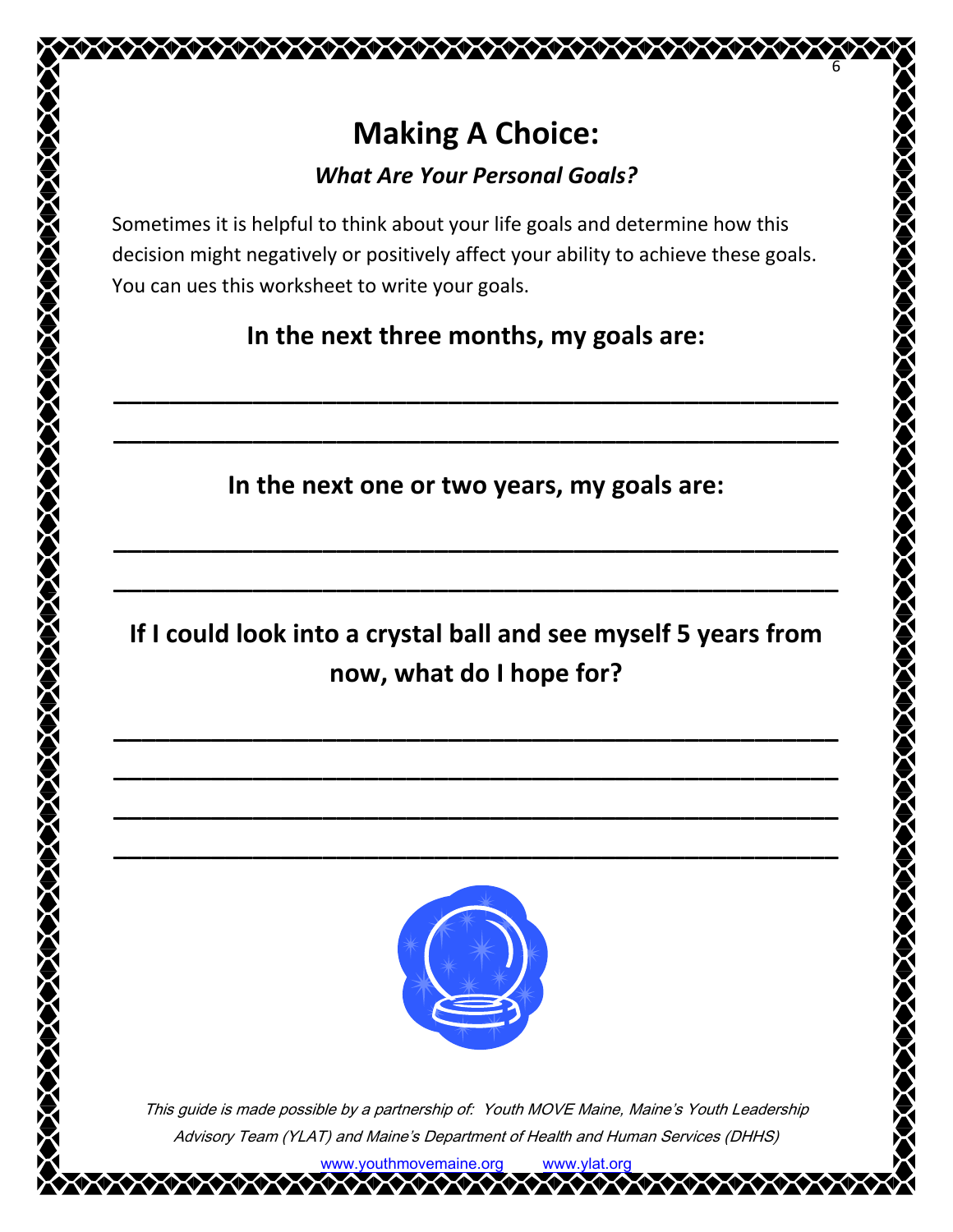# Making A Choice:

### *What Are Your Personal Goals?*

Sometimes it is helpful to think about your life goals and determine how this decision might negatively or positively affect your ability to achieve these goals. You can ues this worksheet to write your goals.

**In the next three months, my goals are:**

\_\_\_\_\_\_\_\_\_\_\_\_\_\_\_\_\_\_\_\_\_\_\_\_\_\_\_\_\_\_\_\_\_\_\_\_\_\_\_\_\_\_\_\_\_\_\_\_

\_\_\_\_\_\_\_\_\_\_\_\_\_\_\_\_\_\_\_\_\_\_\_\_\_\_\_\_\_\_\_\_\_\_\_\_\_\_\_\_\_\_\_\_\_\_\_\_

**In the next one or two years, my goals are:**

\_\_\_\_\_\_\_\_\_\_\_\_\_\_\_\_\_\_\_\_\_\_\_\_\_\_\_\_\_\_\_\_\_\_\_\_\_\_\_\_\_\_\_\_\_\_\_\_

\_\_\_\_\_\_\_\_\_\_\_\_\_\_\_\_\_\_\_\_\_\_\_\_\_\_\_\_\_\_\_\_\_\_\_\_\_\_\_\_\_\_\_\_\_\_\_\_

**If I could look into a crystal ball and see myself 5 years from now, what do I hope for?**

\_\_\_\_\_\_\_\_\_\_\_\_\_\_\_\_\_\_\_\_\_\_\_\_\_\_\_\_\_\_\_\_\_\_\_\_\_\_\_\_\_\_\_\_\_\_\_\_

\_\_\_\_\_\_\_\_\_\_\_\_\_\_\_\_\_\_\_\_\_\_\_\_\_\_\_\_\_\_\_\_\_\_\_\_\_\_\_\_\_\_\_\_\_\_\_\_

\_\_\_\_\_\_\_\_\_\_\_\_\_\_\_\_\_\_\_\_\_\_\_\_\_\_\_\_\_\_\_\_\_\_\_\_\_\_\_\_\_\_\_\_\_\_\_\_

\_\_\_\_\_\_\_\_\_\_\_\_\_\_\_\_\_\_\_\_\_\_\_\_\_\_\_\_\_\_\_\_\_\_\_\_\_\_\_\_\_\_\_\_\_\_\_\_

*This guide is made possible by a partnership of: Youth MOVE Maine, Maine's Youth Leadership Advisory Team (YLAT) and Maine's Department of Health and Human Services (DHHS)*

www.youthmovemaine.org www.ylat.org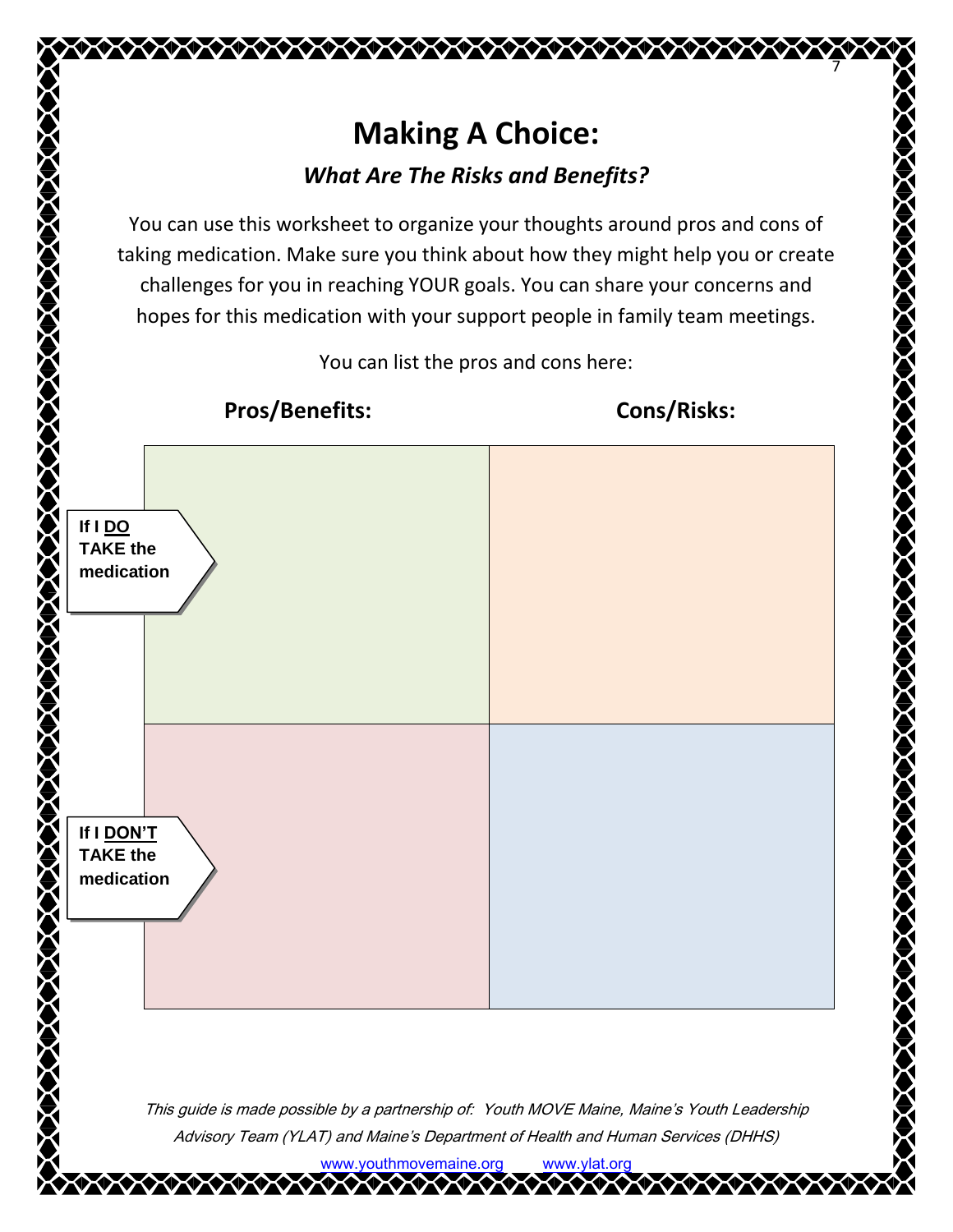# Making A Choice:

## *What Are The Risks and Benefits?*

You can use this worksheet to organize your thoughts around pros and cons of taking medication. Make sure you think about how they might help you or create challenges for you in reaching YOUR goals. You can share your concerns and hopes for this medication with your support people in family team meetings.

You can list the pros and cons here:

| | **Pros/Benefits:** | **Cons/Risks:** |
|---|---|---|
| **If I DO TAKE the medication** | | |
| **If I DON'T TAKE the medication** | | |

*This guide is made possible by a partnership of: Youth MOVE Maine, Maine's Youth Leadership Advisory Team (YLAT) and Maine's Department of Health and Human Services (DHHS)*

www.youthmovemaine.org www.ylat.org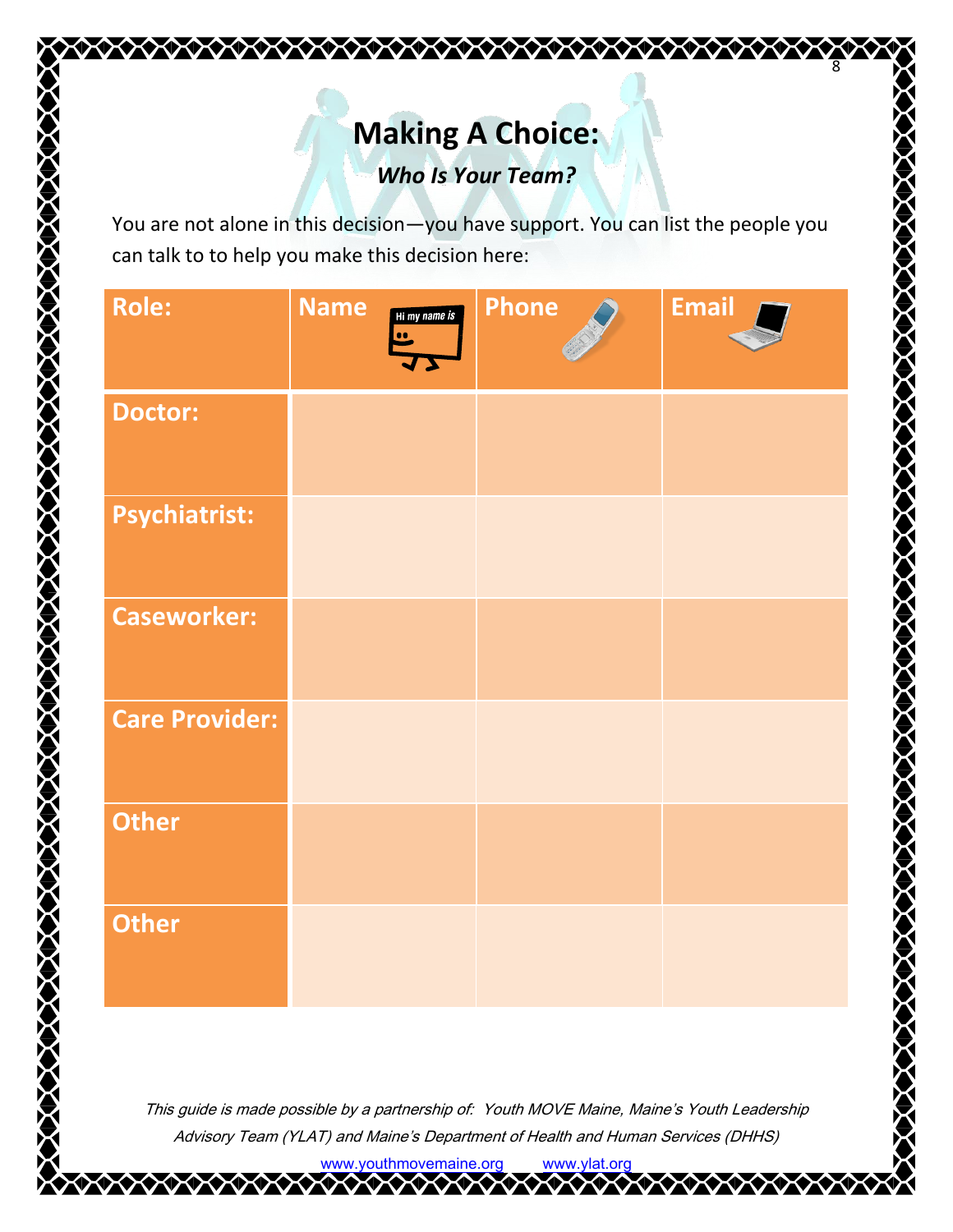# Making A Choice:

***Who Is Your Team?***

You are not alone in this decision—you have support. You can list the people you can talk to to help you make this decision here:

| Role: | Name | Phone | Email |
|---|---|---|---|
| Doctor: | | | |
| Psychiatrist: | | | |
| Caseworker: | | | |
| Care Provider: | | | |
| Other | | | |
| Other | | | |

*This guide is made possible by a partnership of: Youth MOVE Maine, Maine's Youth Leadership Advisory Team (YLAT) and Maine's Department of Health and Human Services (DHHS)*

www.youthmovemaine.org www.ylat.org